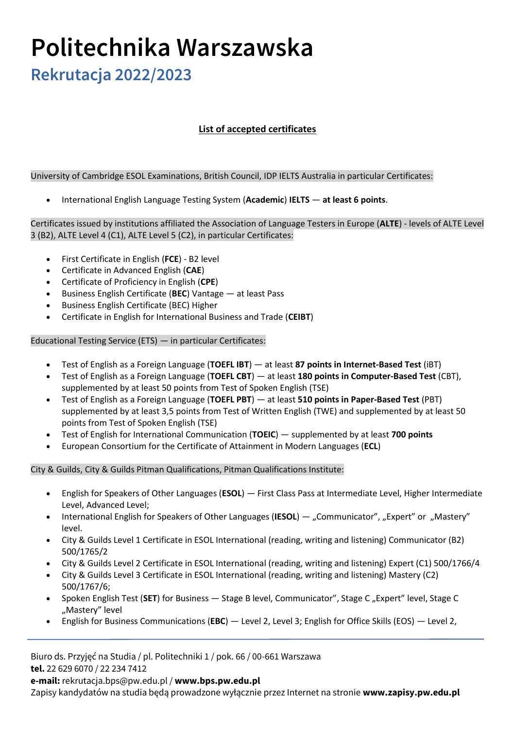# Politechnika Warszawska

## Rekrutacja 2022/2023

**List of accepted certificates**

University of Cambridge ESOL Examinations, British Council, IDP IELTS Australia in particular Certificates:

- International English Language Testing System (**Academic**) **IELTS** — **at least 6 points**.

Certificates issued by institutions affiliated the Association of Language Testers in Europe (**ALTE**) - levels of ALTE Level 3 (B2), ALTE Level 4 (C1), ALTE Level 5 (C2), in particular Certificates:

- First Certificate in English (**FCE**) - B2 level
- Certificate in Advanced English (**CAE**)
- Certificate of Proficiency in English (**CPE**)
- Business English Certificate (**BEC**) Vantage — at least Pass
- Business English Certificate (BEC) Higher
- Certificate in English for International Business and Trade (**CEIBT**)

Educational Testing Service (ETS) — in particular Certificates:

- Test of English as a Foreign Language (**TOEFL IBT**) — at least **87 points in Internet-Based Test** (iBT)
- Test of English as a Foreign Language (**TOEFL CBT**) — at least **180 points in Computer-Based Test** (CBT), supplemented by at least 50 points from Test of Spoken English (TSE)
- Test of English as a Foreign Language (**TOEFL PBT**) — at least **510 points in Paper-Based Test** (PBT) supplemented by at least 3,5 points from Test of Written English (TWE) and supplemented by at least 50 points from Test of Spoken English (TSE)
- Test of English for International Communication (**TOEIC**) — supplemented by at least **700 points**
- European Consortium for the Certificate of Attainment in Modern Languages (**ECL**)

City & Guilds, City & Guilds Pitman Qualifications, Pitman Qualifications Institute:

- English for Speakers of Other Languages (**ESOL**) — First Class Pass at Intermediate Level, Higher Intermediate Level, Advanced Level;
- International English for Speakers of Other Languages (**IESOL**) — „Communicator", „Expert" or „Mastery" level.
- City & Guilds Level 1 Certificate in ESOL International (reading, writing and listening) Communicator (B2) 500/1765/2
- City & Guilds Level 2 Certificate in ESOL International (reading, writing and listening) Expert (C1) 500/1766/4
- City & Guilds Level 3 Certificate in ESOL International (reading, writing and listening) Mastery (C2) 500/1767/6;
- Spoken English Test (**SET**) for Business — Stage B level, Communicator", Stage C „Expert" level, Stage C „Mastery" level
- English for Business Communications (**EBC**) — Level 2, Level 3; English for Office Skills (EOS) — Level 2,

Biuro ds. Przyjęć na Studia / pl. Politechniki 1 / pok. 66 / 00-661 Warszawa
**tel.** 22 629 6070 / 22 234 7412
**e-mail:** rekrutacja.bps@pw.edu.pl / **www.bps.pw.edu.pl**
Zapisy kandydatów na studia będą prowadzone wyłącznie przez Internet na stronie **www.zapisy.pw.edu.pl**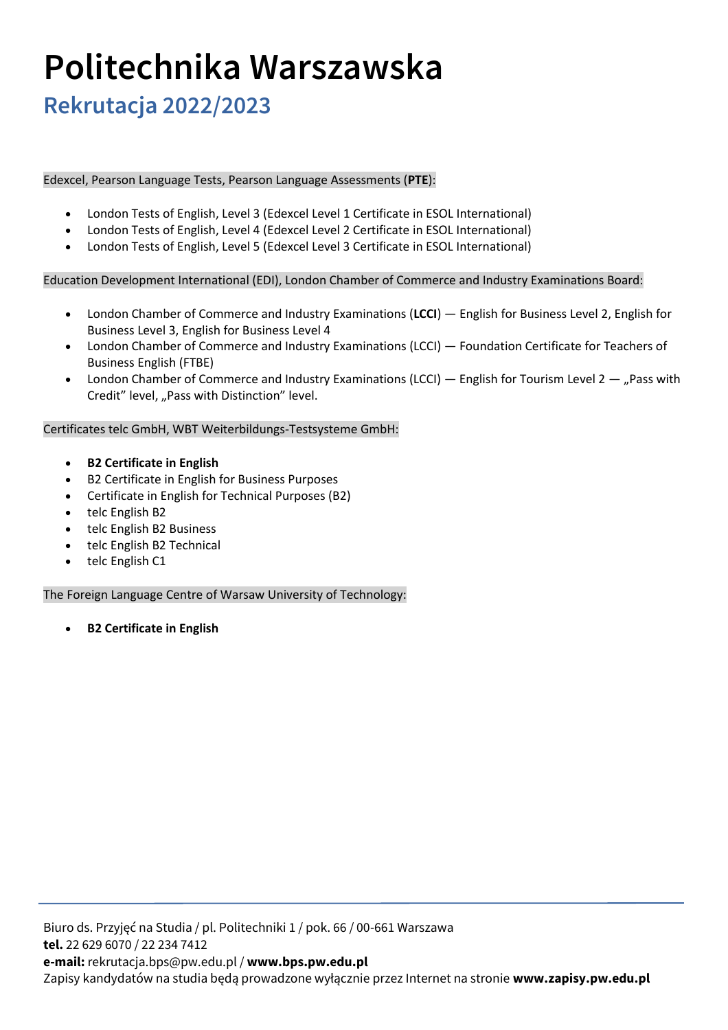# Politechnika Warszawska

## Rekrutacja 2022/2023

Edexcel, Pearson Language Tests, Pearson Language Assessments (**PTE**):

- London Tests of English, Level 3 (Edexcel Level 1 Certificate in ESOL International)
- London Tests of English, Level 4 (Edexcel Level 2 Certificate in ESOL International)
- London Tests of English, Level 5 (Edexcel Level 3 Certificate in ESOL International)

Education Development International (EDI), London Chamber of Commerce and Industry Examinations Board:

- London Chamber of Commerce and Industry Examinations (**LCCI**) — English for Business Level 2, English for Business Level 3, English for Business Level 4
- London Chamber of Commerce and Industry Examinations (LCCI) — Foundation Certificate for Teachers of Business English (FTBE)
- London Chamber of Commerce and Industry Examinations (LCCI) — English for Tourism Level 2 — „Pass with Credit" level, „Pass with Distinction" level.

Certificates telc GmbH, WBT Weiterbildungs-Testsysteme GmbH:

- **B2 Certificate in English**
- B2 Certificate in English for Business Purposes
- Certificate in English for Technical Purposes (B2)
- telc English B2
- telc English B2 Business
- telc English B2 Technical
- telc English C1

The Foreign Language Centre of Warsaw University of Technology:

- **B2 Certificate in English**

Biuro ds. Przyjęć na Studia / pl. Politechniki 1 / pok. 66 / 00-661 Warszawa
**tel.** 22 629 6070 / 22 234 7412
**e-mail:** rekrutacja.bps@pw.edu.pl / **www.bps.pw.edu.pl**
Zapisy kandydatów na studia będą prowadzone wyłącznie przez Internet na stronie **www.zapisy.pw.edu.pl**